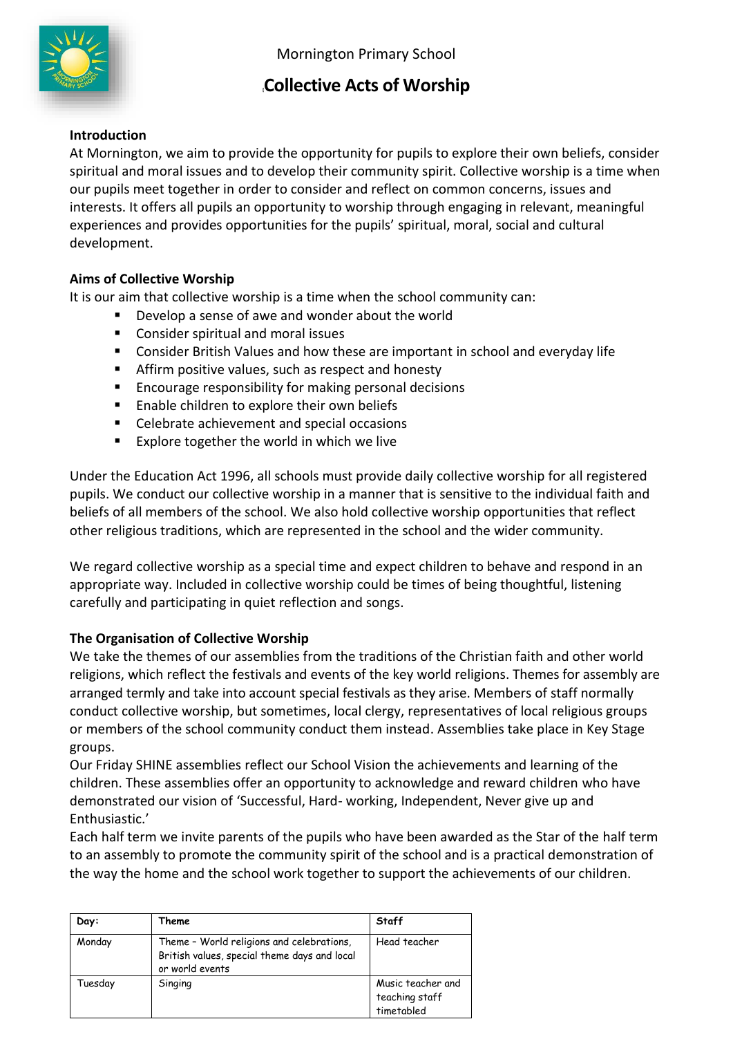Mornington Primary School

# Collective Acts of Worship

**Introduction**

At Mornington, we aim to provide the opportunity for pupils to explore their own beliefs, consider spiritual and moral issues and to develop their community spirit. Collective worship is a time when our pupils meet together in order to consider and reflect on common concerns, issues and interests. It offers all pupils an opportunity to worship through engaging in relevant, meaningful experiences and provides opportunities for the pupils' spiritual, moral, social and cultural development.

**Aims of Collective Worship**

It is our aim that collective worship is a time when the school community can:

- Develop a sense of awe and wonder about the world
- Consider spiritual and moral issues
- Consider British Values and how these are important in school and everyday life
- Affirm positive values, such as respect and honesty
- Encourage responsibility for making personal decisions
- Enable children to explore their own beliefs
- Celebrate achievement and special occasions
- Explore together the world in which we live

Under the Education Act 1996, all schools must provide daily collective worship for all registered pupils. We conduct our collective worship in a manner that is sensitive to the individual faith and beliefs of all members of the school. We also hold collective worship opportunities that reflect other religious traditions, which are represented in the school and the wider community.

We regard collective worship as a special time and expect children to behave and respond in an appropriate way. Included in collective worship could be times of being thoughtful, listening carefully and participating in quiet reflection and songs.

**The Organisation of Collective Worship**

We take the themes of our assemblies from the traditions of the Christian faith and other world religions, which reflect the festivals and events of the key world religions. Themes for assembly are arranged termly and take into account special festivals as they arise. Members of staff normally conduct collective worship, but sometimes, local clergy, representatives of local religious groups or members of the school community conduct them instead. Assemblies take place in Key Stage groups.

Our Friday SHINE assemblies reflect our School Vision the achievements and learning of the children. These assemblies offer an opportunity to acknowledge and reward children who have demonstrated our vision of 'Successful, Hard- working, Independent, Never give up and Enthusiastic.'

Each half term we invite parents of the pupils who have been awarded as the Star of the half term to an assembly to promote the community spirit of the school and is a practical demonstration of the way the home and the school work together to support the achievements of our children.

| Day: | Theme | Staff |
|---|---|---|
| Monday | Theme - World religions and celebrations, British values, special theme days and local or world events | Head teacher |
| Tuesday | Singing | Music teacher and teaching staff timetabled |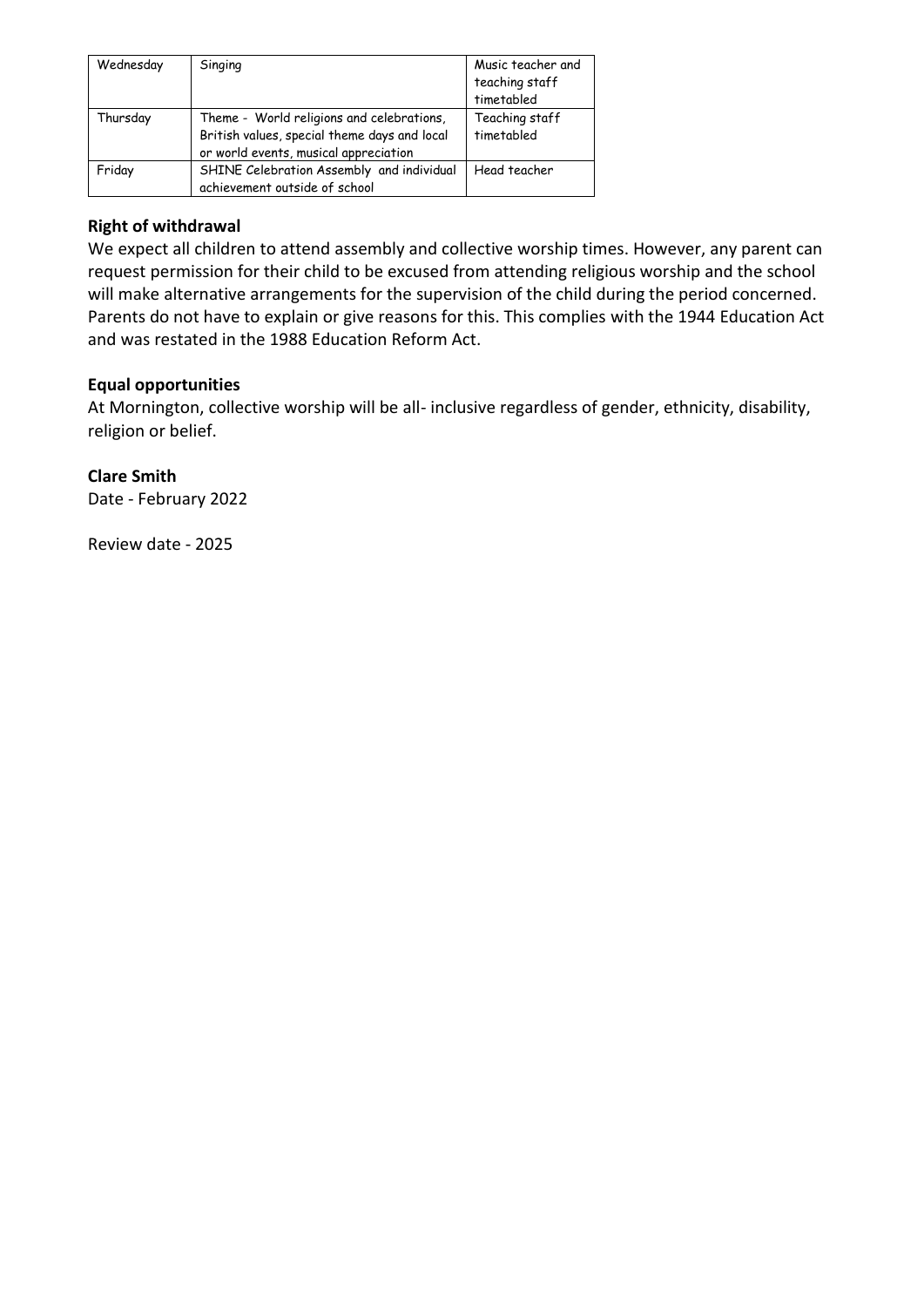| | | |
|---|---|---|
| Wednesday | Singing | Music teacher and teaching staff timetabled |
| Thursday | Theme - World religions and celebrations, British values, special theme days and local or world events, musical appreciation | Teaching staff timetabled |
| Friday | SHINE Celebration Assembly and individual achievement outside of school | Head teacher |

**Right of withdrawal**

We expect all children to attend assembly and collective worship times. However, any parent can request permission for their child to be excused from attending religious worship and the school will make alternative arrangements for the supervision of the child during the period concerned. Parents do not have to explain or give reasons for this. This complies with the 1944 Education Act and was restated in the 1988 Education Reform Act.

**Equal opportunities**

At Mornington, collective worship will be all- inclusive regardless of gender, ethnicity, disability, religion or belief.

**Clare Smith**

Date - February 2022

Review date - 2025